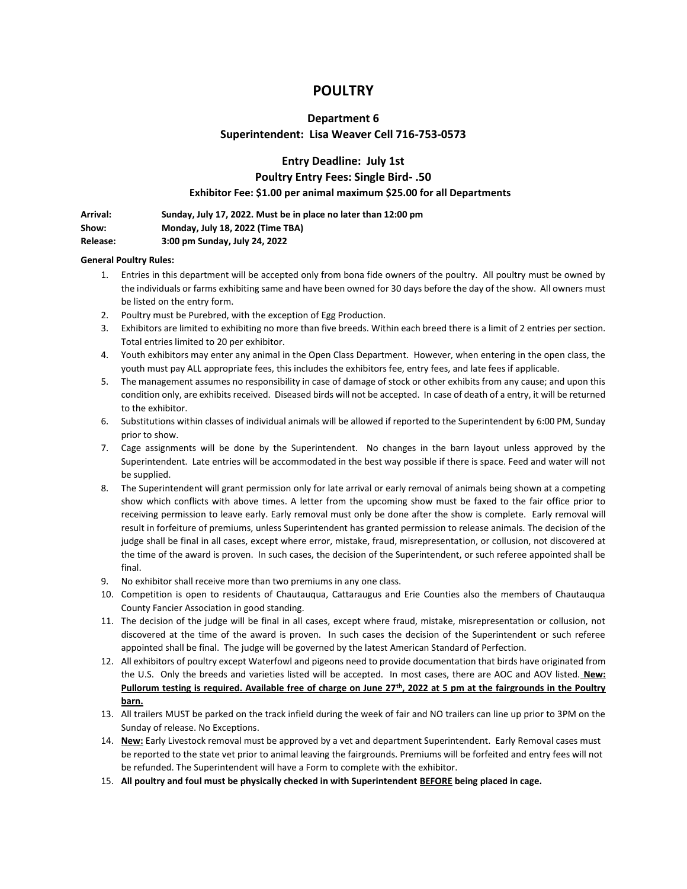# POULTRY

## Department 6

### Superintendent: Lisa Weaver Cell 716-753-0573

### Entry Deadline: July 1st

### Poultry Entry Fees: Single Bird- .50

**Exhibitor Fee: $1.00 per animal maximum $25.00 for all Departments**

**Arrival:** **Sunday, July 17, 2022. Must be in place no later than 12:00 pm**
**Show:** **Monday, July 18, 2022 (Time TBA)**
**Release:** **3:00 pm Sunday, July 24, 2022**

**General Poultry Rules:**

1. Entries in this department will be accepted only from bona fide owners of the poultry. All poultry must be owned by the individuals or farms exhibiting same and have been owned for 30 days before the day of the show. All owners must be listed on the entry form.
2. Poultry must be Purebred, with the exception of Egg Production.
3. Exhibitors are limited to exhibiting no more than five breeds. Within each breed there is a limit of 2 entries per section. Total entries limited to 20 per exhibitor.
4. Youth exhibitors may enter any animal in the Open Class Department. However, when entering in the open class, the youth must pay ALL appropriate fees, this includes the exhibitors fee, entry fees, and late fees if applicable.
5. The management assumes no responsibility in case of damage of stock or other exhibits from any cause; and upon this condition only, are exhibits received. Diseased birds will not be accepted. In case of death of a entry, it will be returned to the exhibitor.
6. Substitutions within classes of individual animals will be allowed if reported to the Superintendent by 6:00 PM, Sunday prior to show.
7. Cage assignments will be done by the Superintendent. No changes in the barn layout unless approved by the Superintendent. Late entries will be accommodated in the best way possible if there is space. Feed and water will not be supplied.
8. The Superintendent will grant permission only for late arrival or early removal of animals being shown at a competing show which conflicts with above times. A letter from the upcoming show must be faxed to the fair office prior to receiving permission to leave early. Early removal must only be done after the show is complete. Early removal will result in forfeiture of premiums, unless Superintendent has granted permission to release animals. The decision of the judge shall be final in all cases, except where error, mistake, fraud, misrepresentation, or collusion, not discovered at the time of the award is proven. In such cases, the decision of the Superintendent, or such referee appointed shall be final.
9. No exhibitor shall receive more than two premiums in any one class.
10. Competition is open to residents of Chautauqua, Cattaraugus and Erie Counties also the members of Chautauqua County Fancier Association in good standing.
11. The decision of the judge will be final in all cases, except where fraud, mistake, misrepresentation or collusion, not discovered at the time of the award is proven. In such cases the decision of the Superintendent or such referee appointed shall be final. The judge will be governed by the latest American Standard of Perfection.
12. All exhibitors of poultry except Waterfowl and pigeons need to provide documentation that birds have originated from the U.S. Only the breeds and varieties listed will be accepted. In most cases, there are AOC and AOV listed. **New: Pullorum testing is required. Available free of charge on June 27th, 2022 at 5 pm at the fairgrounds in the Poultry barn.**
13. All trailers MUST be parked on the track infield during the week of fair and NO trailers can line up prior to 3PM on the Sunday of release. No Exceptions.
14. **New:** Early Livestock removal must be approved by a vet and department Superintendent. Early Removal cases must be reported to the state vet prior to animal leaving the fairgrounds. Premiums will be forfeited and entry fees will not be refunded. The Superintendent will have a Form to complete with the exhibitor.
15. **All poultry and foul must be physically checked in with Superintendent BEFORE being placed in cage.**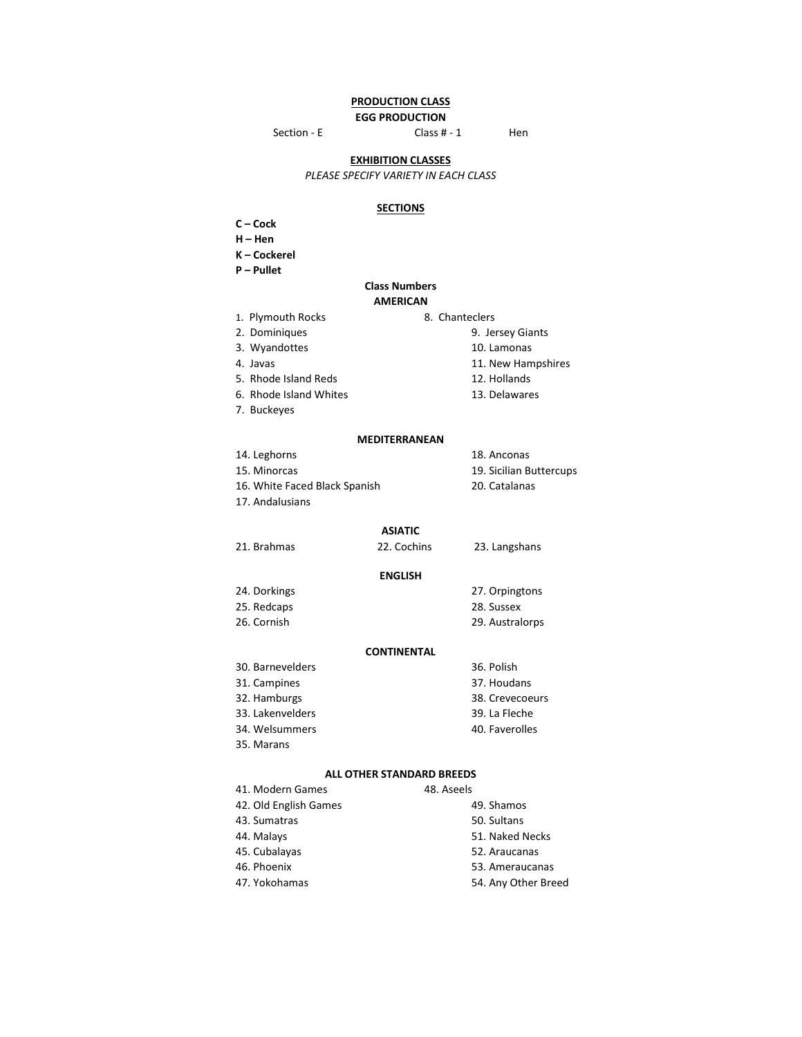## PRODUCTION CLASS

**EGG PRODUCTION**

Section - E Class # - 1 Hen

## EXHIBITION CLASSES

*PLEASE SPECIFY VARIETY IN EACH CLASS*

### SECTIONS

**C – Cock**
**H – Hen**
**K – Cockerel**
**P – Pullet**

### Class Numbers

**AMERICAN**

1. Plymouth Rocks
2. Dominiques
3. Wyandottes
4. Javas
5. Rhode Island Reds
6. Rhode Island Whites
7. Buckeyes
8. Chanteclers
9. Jersey Giants
10. Lamonas
11. New Hampshires
12. Hollands
13. Delawares

**MEDITERRANEAN**

14. Leghorns
15. Minorcas
16. White Faced Black Spanish
17. Andalusians
18. Anconas
19. Sicilian Buttercups
20. Catalanas

**ASIATIC**

21. Brahmas
22. Cochins
23. Langshans

**ENGLISH**

24. Dorkings
25. Redcaps
26. Cornish
27. Orpingtons
28. Sussex
29. Australorps

**CONTINENTAL**

30. Barnevelders
31. Campines
32. Hamburgs
33. Lakenvelders
34. Welsummers
35. Marans
36. Polish
37. Houdans
38. Crevecoeurs
39. La Fleche
40. Faverolles

**ALL OTHER STANDARD BREEDS**

41. Modern Games
42. Old English Games
43. Sumatras
44. Malays
45. Cubalayas
46. Phoenix
47. Yokohamas
48. Aseels
49. Shamos
50. Sultans
51. Naked Necks
52. Araucanas
53. Ameraucanas
54. Any Other Breed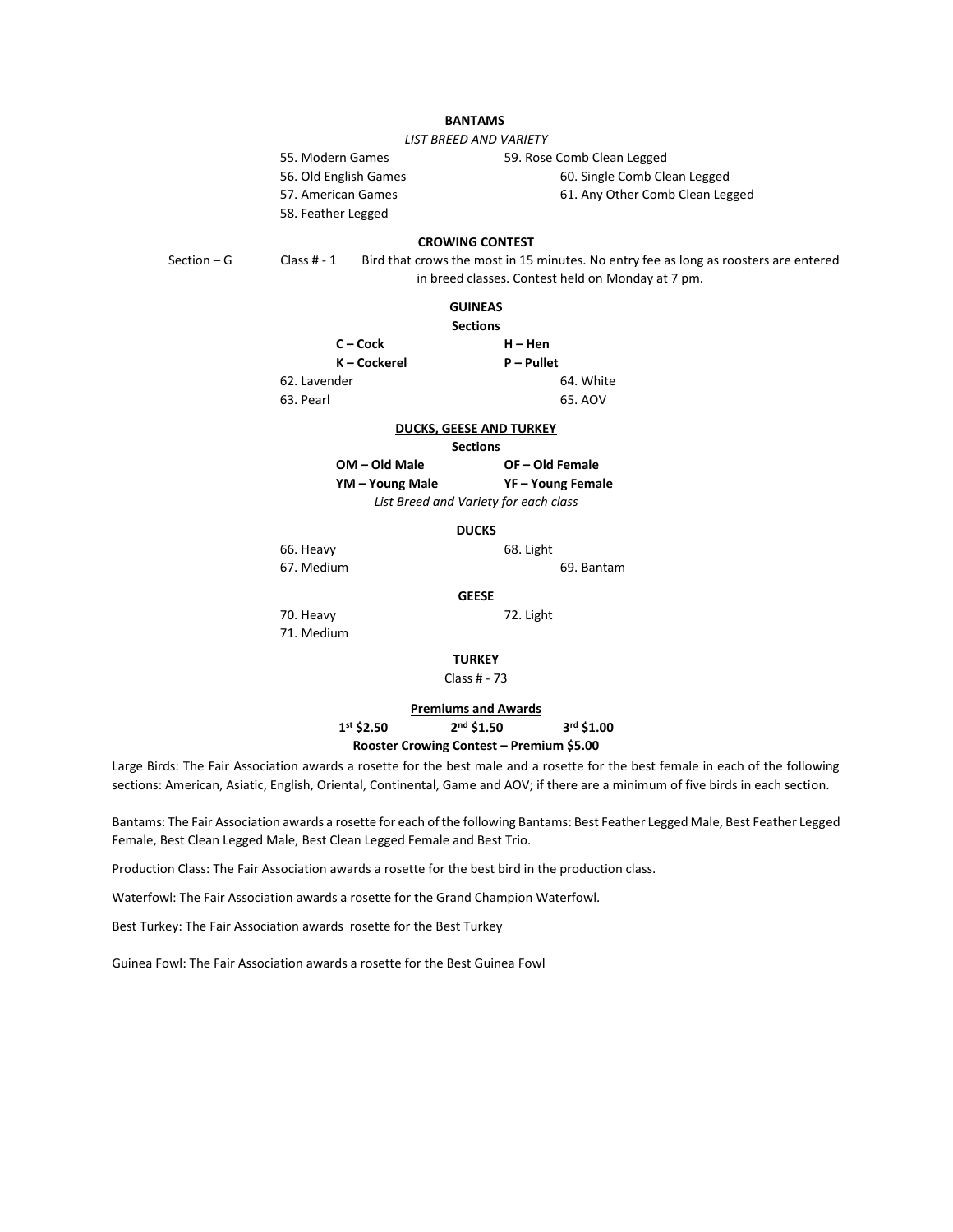## BANTAMS

*LIST BREED AND VARIETY*

55. Modern Games
56. Old English Games
57. American Games
58. Feather Legged
59. Rose Comb Clean Legged
60. Single Comb Clean Legged
61. Any Other Comb Clean Legged

## CROWING CONTEST

Section – G Class # - 1 Bird that crows the most in 15 minutes. No entry fee as long as roosters are entered in breed classes. Contest held on Monday at 7 pm.

## GUINEAS

**Sections**

**C – Cock** **H – Hen**
**K – Cockerel** **P – Pullet**

62. Lavender
63. Pearl
64. White
65. AOV

## DUCKS, GEESE AND TURKEY

**Sections**

**OM – Old Male** **OF – Old Female**
**YM – Young Male** **YF – Young Female**

*List Breed and Variety for each class*

### DUCKS

66. Heavy
67. Medium
68. Light
69. Bantam

### GEESE

70. Heavy
71. Medium
72. Light

### TURKEY

Class # - 73

## Premiums and Awards

**1st $2.50** **2nd $1.50** **3rd $1.00**

**Rooster Crowing Contest – Premium $5.00**

Large Birds: The Fair Association awards a rosette for the best male and a rosette for the best female in each of the following sections: American, Asiatic, English, Oriental, Continental, Game and AOV; if there are a minimum of five birds in each section.

Bantams: The Fair Association awards a rosette for each of the following Bantams: Best Feather Legged Male, Best Feather Legged Female, Best Clean Legged Male, Best Clean Legged Female and Best Trio.

Production Class: The Fair Association awards a rosette for the best bird in the production class.

Waterfowl: The Fair Association awards a rosette for the Grand Champion Waterfowl.

Best Turkey: The Fair Association awards rosette for the Best Turkey

Guinea Fowl: The Fair Association awards a rosette for the Best Guinea Fowl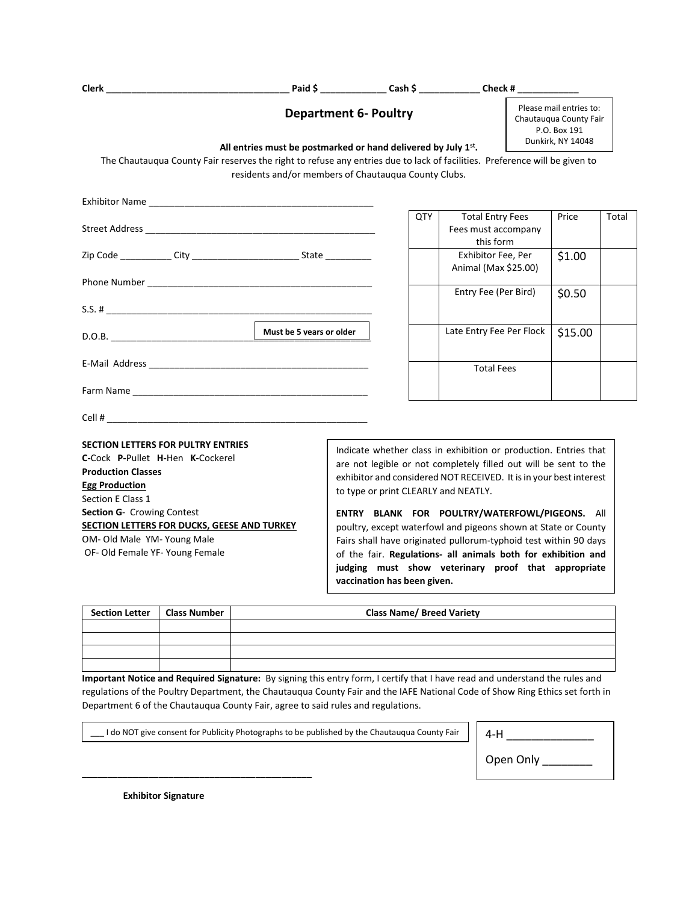**Clerk ___________________________________ Paid $ ____________ Cash $ ___________ Check # ___________**

## Department 6- Poultry

Please mail entries to:
Chautauqua County Fair
P.O. Box 191
Dunkirk, NY 14048

**All entries must be postmarked or hand delivered by July 1st.**

The Chautauqua County Fair reserves the right to refuse any entries due to lack of facilities. Preference will be given to residents and/or members of Chautauqua County Clubs.

Exhibitor Name ____________________________________________

Street Address _____________________________________________

Zip Code __________ City ____________________ State _________

Phone Number ______________________________________________

S.S. # ____________________________________________________

D.O.B. ________________________ **Must be 5 years or older**

E-Mail Address _____________________________________________

Farm Name _________________________________________________

Cell # ____________________________________________________

| QTY | Total Entry Fees Fees must accompany this form | Price | Total |
|---|---|---|---|
| | Exhibitor Fee, Per Animal (Max $25.00) | $1.00 | |
| | Entry Fee (Per Bird) | $0.50 | |
| | Late Entry Fee Per Flock | $15.00 | |
| | Total Fees | | |

**SECTION LETTERS FOR PULTRY ENTRIES**
**C-**Cock **P-**Pullet **H-**Hen **K-**Cockerel
**Production Classes**
**Egg Production**
Section E Class 1
**Section G**- Crowing Contest
**SECTION LETTERS FOR DUCKS, GEESE AND TURKEY**
OM- Old Male YM- Young Male
OF- Old Female YF- Young Female

Indicate whether class in exhibition or production. Entries that are not legible or not completely filled out will be sent to the exhibitor and considered NOT RECEIVED. It is in your best interest to type or print CLEARLY and NEATLY.

**ENTRY BLANK FOR POULTRY/WATERFOWL/PIGEONS.** All poultry, except waterfowl and pigeons shown at State or County Fairs shall have originated pullorum-typhoid test within 90 days of the fair. **Regulations- all animals both for exhibition and judging must show veterinary proof that appropriate vaccination has been given.**

| Section Letter | Class Number | Class Name/ Breed Variety |
|---|---|---|
| | | |
| | | |
| | | |
| | | |

**Important Notice and Required Signature:** By signing this entry form, I certify that I have read and understand the rules and regulations of the Poultry Department, the Chautauqua County Fair and the IAFE National Code of Show Ring Ethics set forth in Department 6 of the Chautauqua County Fair, agree to said rules and regulations.

___ I do NOT give consent for Publicity Photographs to be published by the Chautauqua County Fair

4-H ______________

Open Only ________

_____________________________________________

**Exhibitor Signature**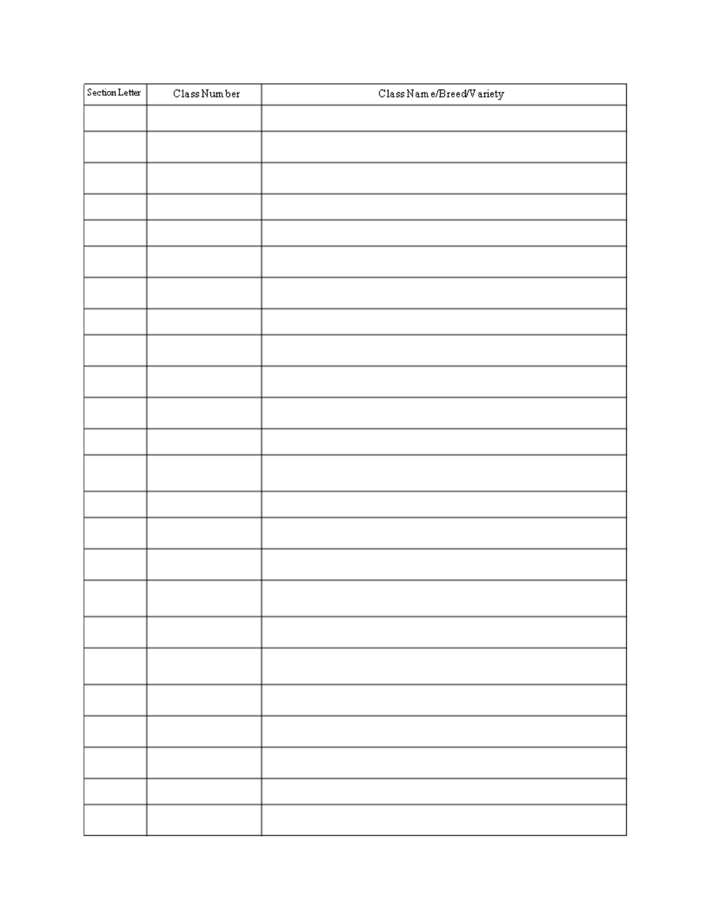| Section Letter | Class Number | Class Name/Breed/Variety |
| --- | --- | --- |
| | | |
| | | |
| | | |
| | | |
| | | |
| | | |
| | | |
| | | |
| | | |
| | | |
| | | |
| | | |
| | | |
| | | |
| | | |
| | | |
| | | |
| | | |
| | | |
| | | |
| | | |
| | | |
| | | |
| | | |